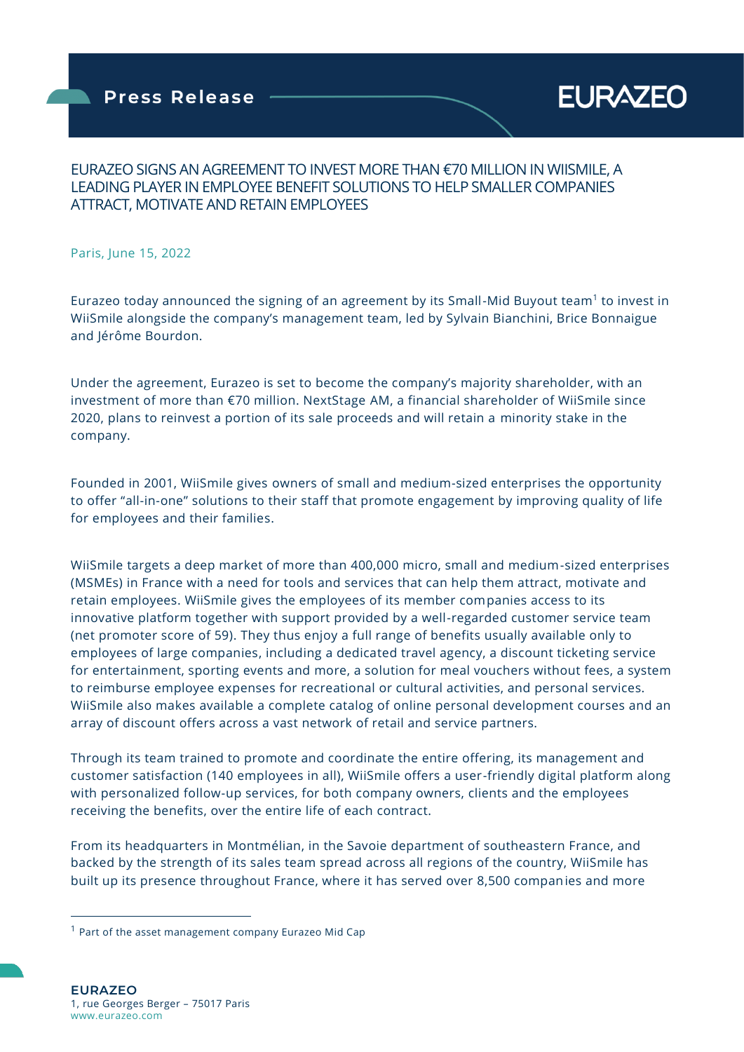# EURAZEO SIGNS AN AGREEMENT TO INVEST MORE THAN €70 MILLION IN WIISMILE, A LEADING PLAYER IN EMPLOYEE BENEFIT SOLUTIONS TO HELP SMALLER COMPANIES ATTRACT, MOTIVATE AND RETAIN EMPLOYEES

Paris, June 15, 2022

Eurazeo today announced the signing of an agreement by its Small-Mid Buyout team[1] to invest in WiiSmile alongside the company's management team, led by Sylvain Bianchini, Brice Bonnaigue and Jérôme Bourdon.

Under the agreement, Eurazeo is set to become the company's majority shareholder, with an investment of more than €70 million. NextStage AM, a financial shareholder of WiiSmile since 2020, plans to reinvest a portion of its sale proceeds and will retain a minority stake in the company.

Founded in 2001, WiiSmile gives owners of small and medium-sized enterprises the opportunity to offer "all-in-one" solutions to their staff that promote engagement by improving quality of life for employees and their families.

WiiSmile targets a deep market of more than 400,000 micro, small and medium-sized enterprises (MSMEs) in France with a need for tools and services that can help them attract, motivate and retain employees. WiiSmile gives the employees of its member companies access to its innovative platform together with support provided by a well-regarded customer service team (net promoter score of 59). They thus enjoy a full range of benefits usually available only to employees of large companies, including a dedicated travel agency, a discount ticketing service for entertainment, sporting events and more, a solution for meal vouchers without fees, a system to reimburse employee expenses for recreational or cultural activities, and personal services. WiiSmile also makes available a complete catalog of online personal development courses and an array of discount offers across a vast network of retail and service partners.

Through its team trained to promote and coordinate the entire offering, its management and customer satisfaction (140 employees in all), WiiSmile offers a user-friendly digital platform along with personalized follow-up services, for both company owners, clients and the employees receiving the benefits, over the entire life of each contract.

From its headquarters in Montmélian, in the Savoie department of southeastern France, and backed by the strength of its sales team spread across all regions of the country, WiiSmile has built up its presence throughout France, where it has served over 8,500 companies and more

[1] Part of the asset management company Eurazeo Mid Cap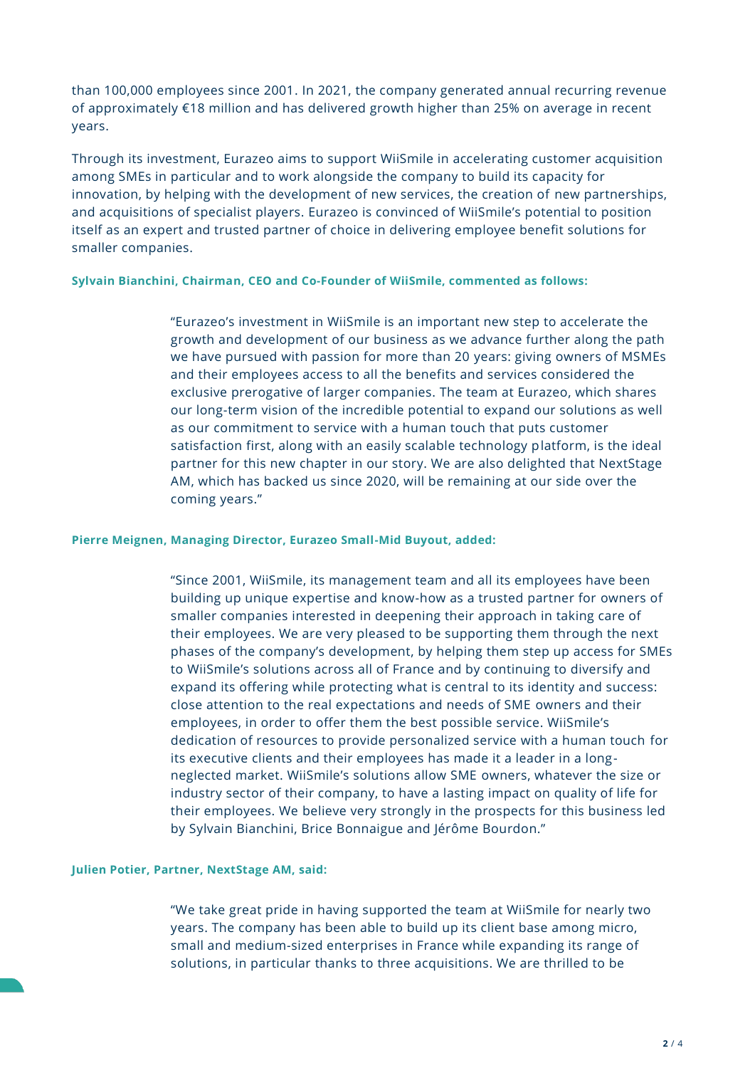than 100,000 employees since 2001. In 2021, the company generated annual recurring revenue of approximately €18 million and has delivered growth higher than 25% on average in recent years.

Through its investment, Eurazeo aims to support WiiSmile in accelerating customer acquisition among SMEs in particular and to work alongside the company to build its capacity for innovation, by helping with the development of new services, the creation of new partnerships, and acquisitions of specialist players. Eurazeo is convinced of WiiSmile's potential to position itself as an expert and trusted partner of choice in delivering employee benefit solutions for smaller companies.

**Sylvain Bianchini, Chairman, CEO and Co-Founder of WiiSmile, commented as follows:**

> "Eurazeo's investment in WiiSmile is an important new step to accelerate the growth and development of our business as we advance further along the path we have pursued with passion for more than 20 years: giving owners of MSMEs and their employees access to all the benefits and services considered the exclusive prerogative of larger companies. The team at Eurazeo, which shares our long-term vision of the incredible potential to expand our solutions as well as our commitment to service with a human touch that puts customer satisfaction first, along with an easily scalable technology platform, is the ideal partner for this new chapter in our story. We are also delighted that NextStage AM, which has backed us since 2020, will be remaining at our side over the coming years."

**Pierre Meignen, Managing Director, Eurazeo Small-Mid Buyout, added:**

> "Since 2001, WiiSmile, its management team and all its employees have been building up unique expertise and know-how as a trusted partner for owners of smaller companies interested in deepening their approach in taking care of their employees. We are very pleased to be supporting them through the next phases of the company's development, by helping them step up access for SMEs to WiiSmile's solutions across all of France and by continuing to diversify and expand its offering while protecting what is central to its identity and success: close attention to the real expectations and needs of SME owners and their employees, in order to offer them the best possible service. WiiSmile's dedication of resources to provide personalized service with a human touch for its executive clients and their employees has made it a leader in a long-neglected market. WiiSmile's solutions allow SME owners, whatever the size or industry sector of their company, to have a lasting impact on quality of life for their employees. We believe very strongly in the prospects for this business led by Sylvain Bianchini, Brice Bonnaigue and Jérôme Bourdon."

**Julien Potier, Partner, NextStage AM, said:**

> "We take great pride in having supported the team at WiiSmile for nearly two years. The company has been able to build up its client base among micro, small and medium-sized enterprises in France while expanding its range of solutions, in particular thanks to three acquisitions. We are thrilled to be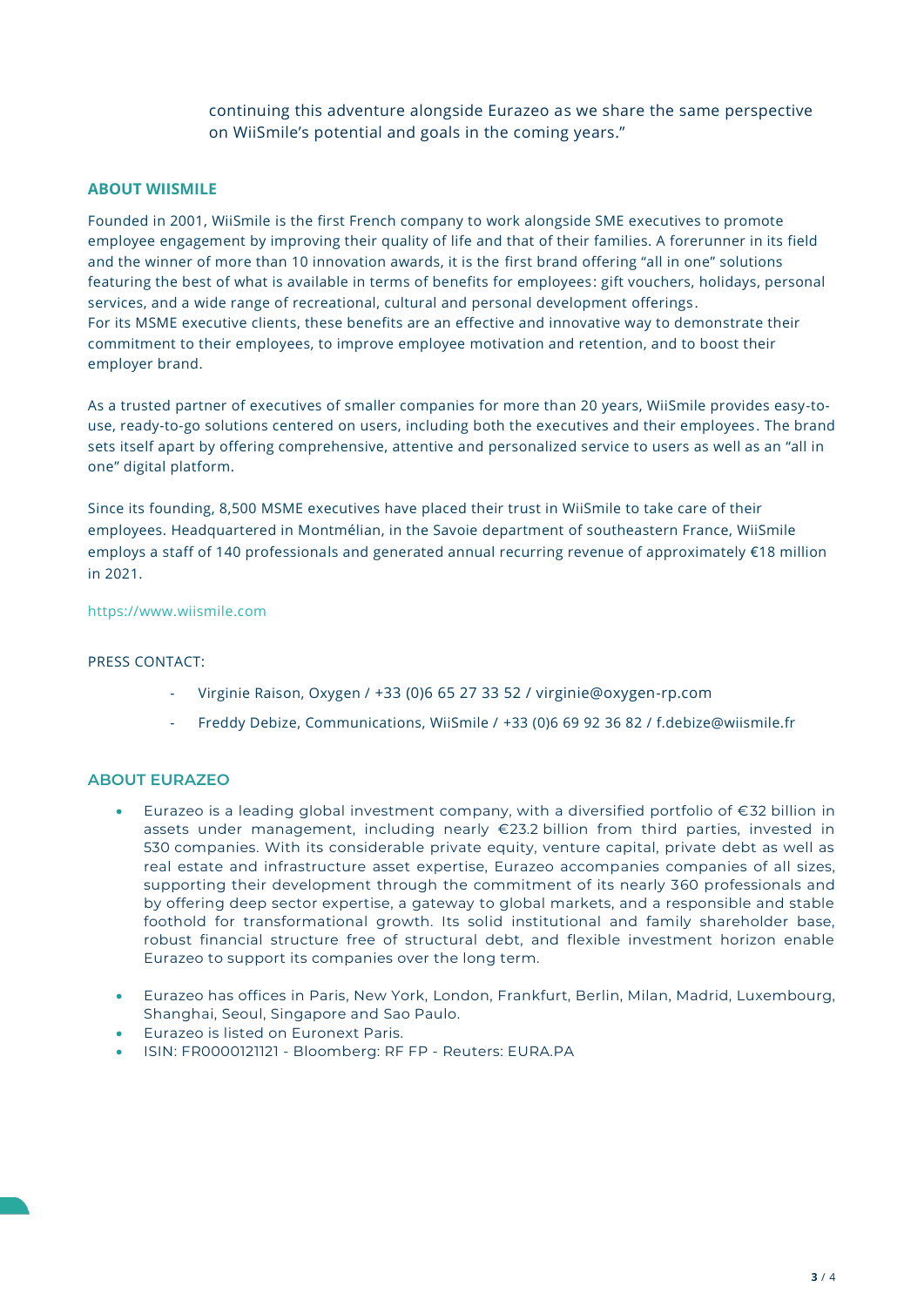continuing this adventure alongside Eurazeo as we share the same perspective on WiiSmile's potential and goals in the coming years."

## ABOUT WIISMILE

Founded in 2001, WiiSmile is the first French company to work alongside SME executives to promote employee engagement by improving their quality of life and that of their families. A forerunner in its field and the winner of more than 10 innovation awards, it is the first brand offering "all in one" solutions featuring the best of what is available in terms of benefits for employees: gift vouchers, holidays, personal services, and a wide range of recreational, cultural and personal development offerings.
For its MSME executive clients, these benefits are an effective and innovative way to demonstrate their commitment to their employees, to improve employee motivation and retention, and to boost their employer brand.

As a trusted partner of executives of smaller companies for more than 20 years, WiiSmile provides easy-to-use, ready-to-go solutions centered on users, including both the executives and their employees. The brand sets itself apart by offering comprehensive, attentive and personalized service to users as well as an "all in one" digital platform.

Since its founding, 8,500 MSME executives have placed their trust in WiiSmile to take care of their employees. Headquartered in Montmélian, in the Savoie department of southeastern France, WiiSmile employs a staff of 140 professionals and generated annual recurring revenue of approximately €18 million in 2021.

https://www.wiismile.com

PRESS CONTACT:

- Virginie Raison, Oxygen / +33 (0)6 65 27 33 52 / virginie@oxygen-rp.com
- Freddy Debize, Communications, WiiSmile / +33 (0)6 69 92 36 82 / f.debize@wiismile.fr

## ABOUT EURAZEO

- Eurazeo is a leading global investment company, with a diversified portfolio of €32 billion in assets under management, including nearly €23.2 billion from third parties, invested in 530 companies. With its considerable private equity, venture capital, private debt as well as real estate and infrastructure asset expertise, Eurazeo accompanies companies of all sizes, supporting their development through the commitment of its nearly 360 professionals and by offering deep sector expertise, a gateway to global markets, and a responsible and stable foothold for transformational growth. Its solid institutional and family shareholder base, robust financial structure free of structural debt, and flexible investment horizon enable Eurazeo to support its companies over the long term.
- Eurazeo has offices in Paris, New York, London, Frankfurt, Berlin, Milan, Madrid, Luxembourg, Shanghai, Seoul, Singapore and Sao Paulo.
- Eurazeo is listed on Euronext Paris.
- ISIN: FR0000121121 - Bloomberg: RF FP - Reuters: EURA.PA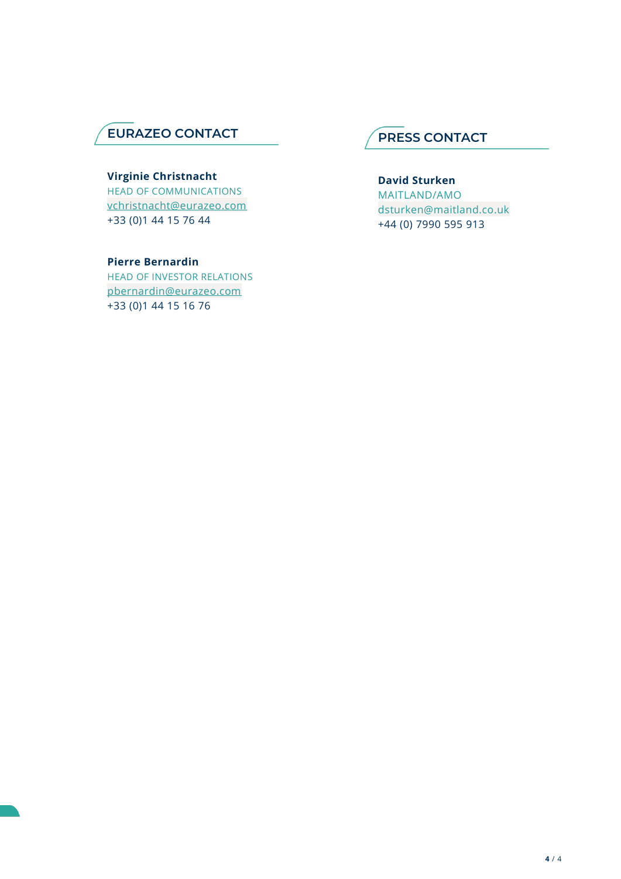## EURAZEO CONTACT

**Virginie Christnacht**
HEAD OF COMMUNICATIONS
vchristnacht@eurazeo.com
+33 (0)1 44 15 76 44

**Pierre Bernardin**
HEAD OF INVESTOR RELATIONS
pbernardin@eurazeo.com
+33 (0)1 44 15 16 76

## PRESS CONTACT

**David Sturken**
MAITLAND/AMO
dsturken@maitland.co.uk
+44 (0) 7990 595 913